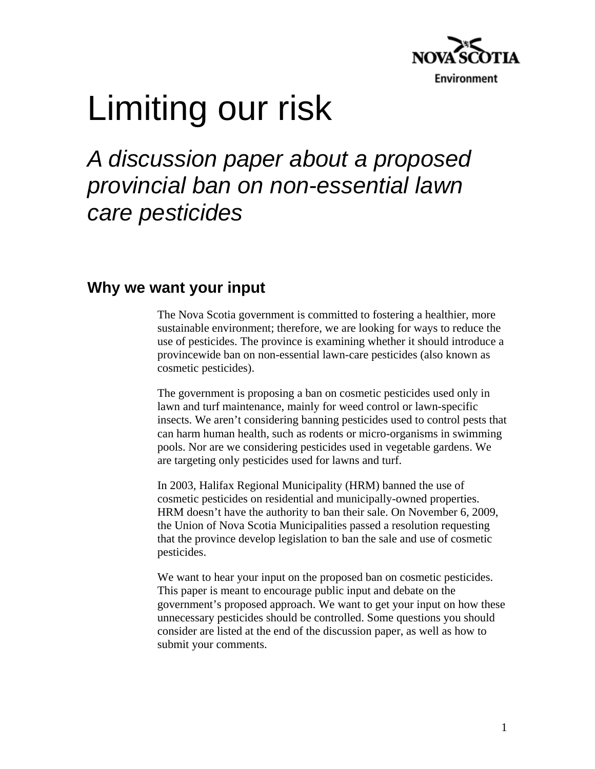NOVA SCOTIA

Environment

# Limiting our risk

## *A discussion paper about a proposed provincial ban on non-essential lawn care pesticides*

### Why we want your input

The Nova Scotia government is committed to fostering a healthier, more sustainable environment; therefore, we are looking for ways to reduce the use of pesticides. The province is examining whether it should introduce a provincewide ban on non-essential lawn-care pesticides (also known as cosmetic pesticides).

The government is proposing a ban on cosmetic pesticides used only in lawn and turf maintenance, mainly for weed control or lawn-specific insects. We aren't considering banning pesticides used to control pests that can harm human health, such as rodents or micro-organisms in swimming pools. Nor are we considering pesticides used in vegetable gardens. We are targeting only pesticides used for lawns and turf.

In 2003, Halifax Regional Municipality (HRM) banned the use of cosmetic pesticides on residential and municipally-owned properties. HRM doesn't have the authority to ban their sale. On November 6, 2009, the Union of Nova Scotia Municipalities passed a resolution requesting that the province develop legislation to ban the sale and use of cosmetic pesticides.

We want to hear your input on the proposed ban on cosmetic pesticides. This paper is meant to encourage public input and debate on the government's proposed approach. We want to get your input on how these unnecessary pesticides should be controlled. Some questions you should consider are listed at the end of the discussion paper, as well as how to submit your comments.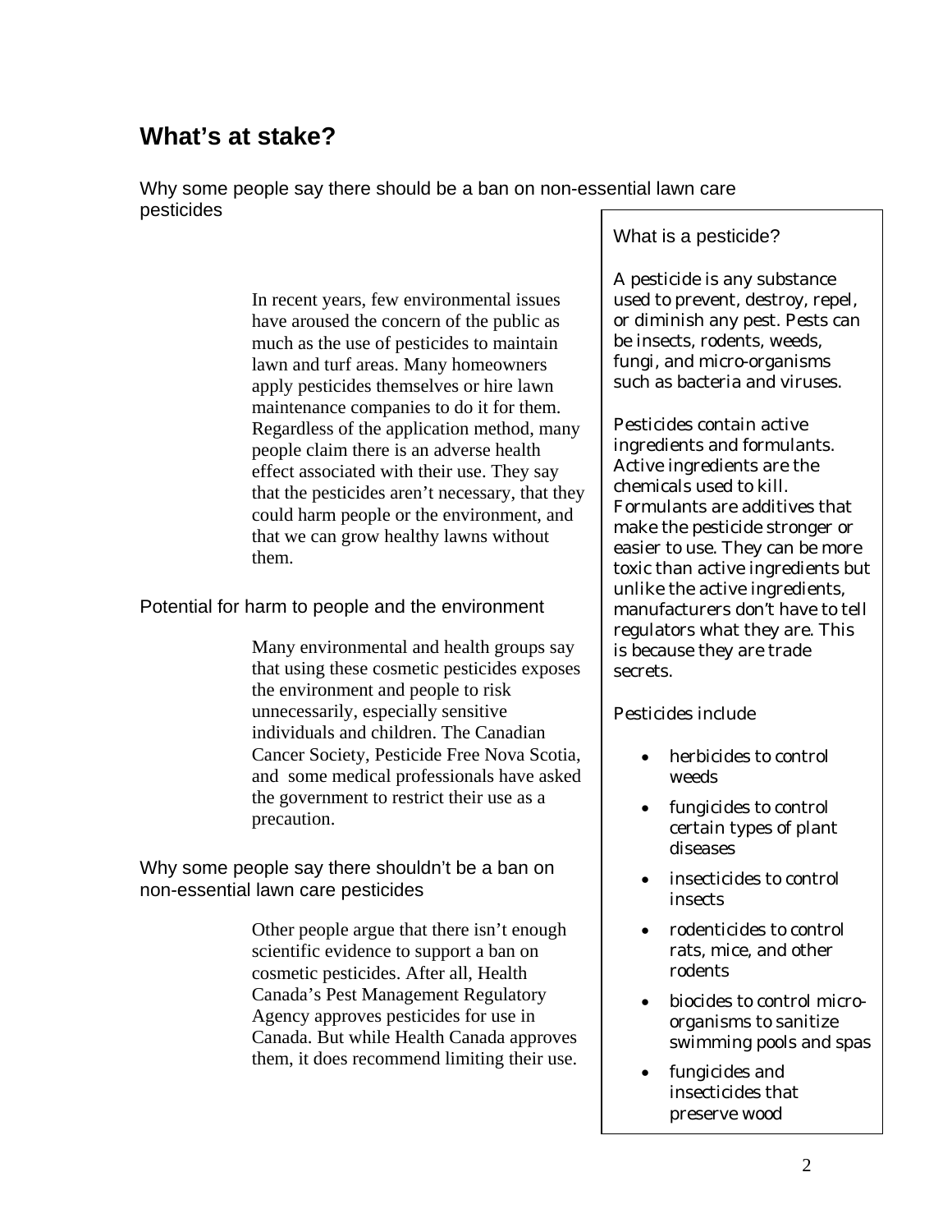## What's at stake?

### Why some people say there should be a ban on non-essential lawn care pesticides

In recent years, few environmental issues have aroused the concern of the public as much as the use of pesticides to maintain lawn and turf areas. Many homeowners apply pesticides themselves or hire lawn maintenance companies to do it for them. Regardless of the application method, many people claim there is an adverse health effect associated with their use. They say that the pesticides aren't necessary, that they could harm people or the environment, and that we can grow healthy lawns without them.

### Potential for harm to people and the environment

Many environmental and health groups say that using these cosmetic pesticides exposes the environment and people to risk unnecessarily, especially sensitive individuals and children. The Canadian Cancer Society, Pesticide Free Nova Scotia, and some medical professionals have asked the government to restrict their use as a precaution.

### Why some people say there shouldn't be a ban on non-essential lawn care pesticides

Other people argue that there isn't enough scientific evidence to support a ban on cosmetic pesticides. After all, Health Canada's Pest Management Regulatory Agency approves pesticides for use in Canada. But while Health Canada approves them, it does recommend limiting their use.

---

What is a pesticide?

A pesticide is any substance used to prevent, destroy, repel, or diminish any pest. Pests can be insects, rodents, weeds, fungi, and micro-organisms such as bacteria and viruses.

Pesticides contain active ingredients and formulants. Active ingredients are the chemicals used to kill. Formulants are additives that make the pesticide stronger or easier to use. They can be more toxic than active ingredients but unlike the active ingredients, manufacturers don't have to tell regulators what they are. This is because they are trade secrets.

Pesticides include

- herbicides to control weeds
- fungicides to control certain types of plant diseases
- insecticides to control insects
- rodenticides to control rats, mice, and other rodents
- biocides to control micro-organisms to sanitize swimming pools and spas
- fungicides and insecticides that preserve wood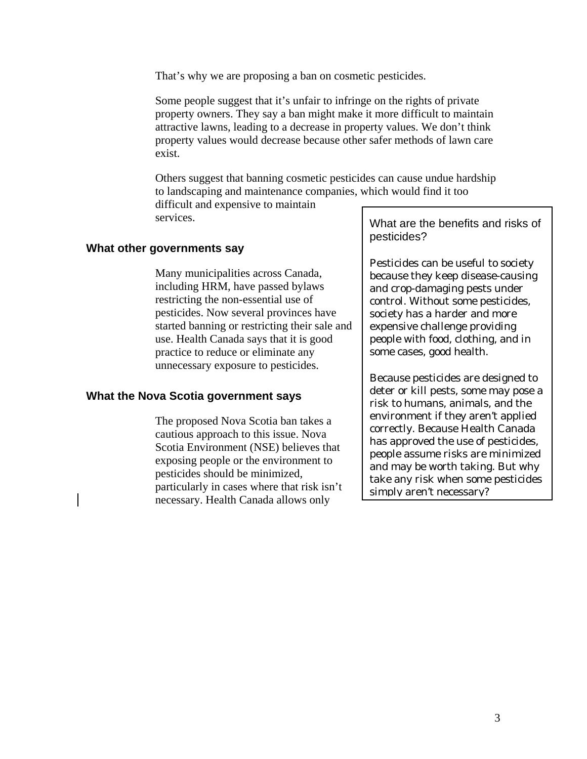That's why we are proposing a ban on cosmetic pesticides.

Some people suggest that it's unfair to infringe on the rights of private property owners. They say a ban might make it more difficult to maintain attractive lawns, leading to a decrease in property values. We don't think property values would decrease because other safer methods of lawn care exist.

Others suggest that banning cosmetic pesticides can cause undue hardship to landscaping and maintenance companies, which would find it too difficult and expensive to maintain services.

### What other governments say

Many municipalities across Canada, including HRM, have passed bylaws restricting the non-essential use of pesticides. Now several provinces have started banning or restricting their sale and use. Health Canada says that it is good practice to reduce or eliminate any unnecessary exposure to pesticides.

### What the Nova Scotia government says

The proposed Nova Scotia ban takes a cautious approach to this issue. Nova Scotia Environment (NSE) believes that exposing people or the environment to pesticides should be minimized, particularly in cases where that risk isn't necessary. Health Canada allows only

> What are the benefits and risks of pesticides?
>
> Pesticides can be useful to society because they keep disease-causing and crop-damaging pests under control. Without some pesticides, society has a harder and more expensive challenge providing people with food, clothing, and in some cases, good health.
>
> Because pesticides are designed to deter or kill pests, some may pose a risk to humans, animals, and the environment if they aren't applied correctly. Because Health Canada has approved the use of pesticides, people assume risks are minimized and may be worth taking. But why take any risk when some pesticides simply aren't necessary?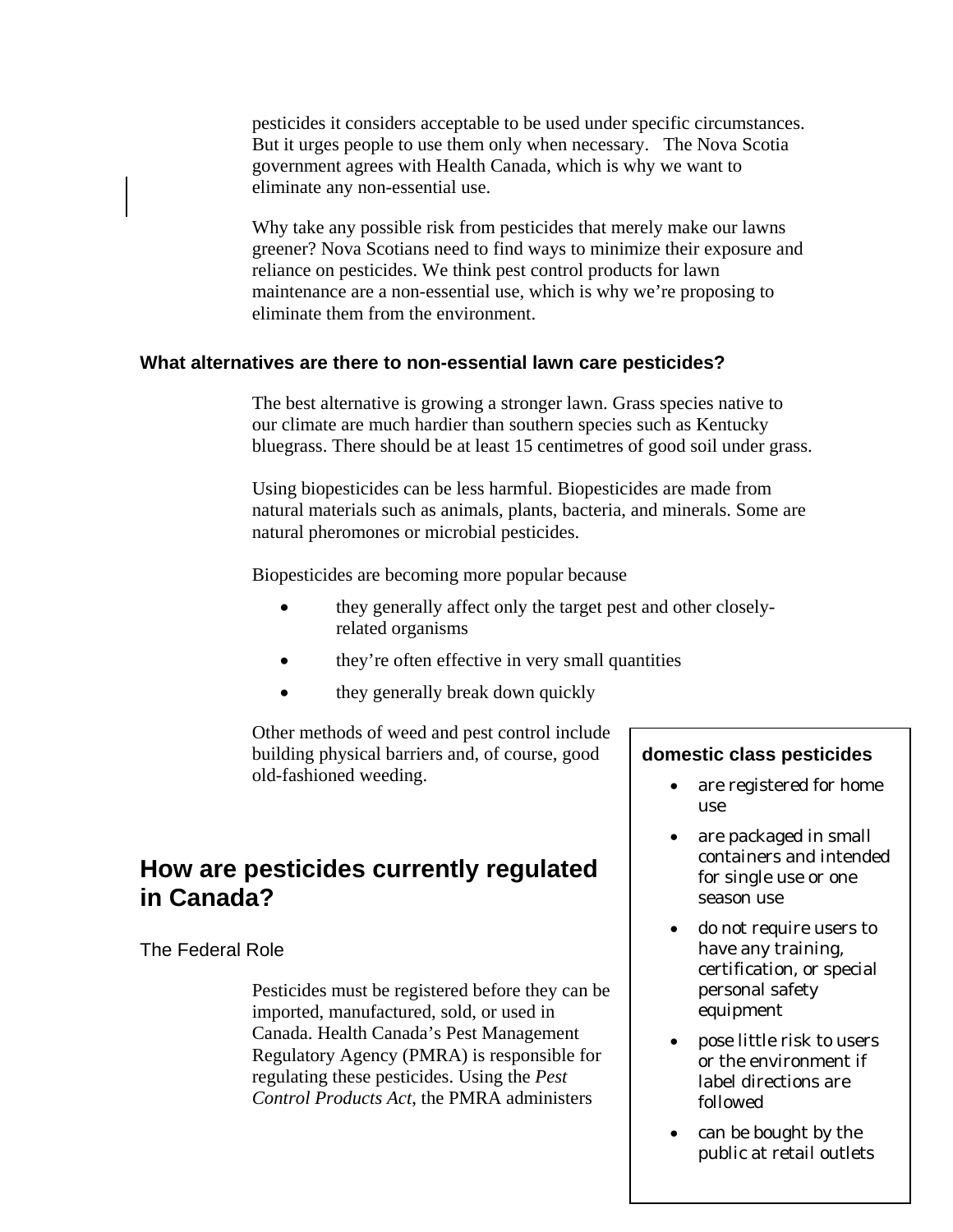pesticides it considers acceptable to be used under specific circumstances. But it urges people to use them only when necessary. The Nova Scotia government agrees with Health Canada, which is why we want to eliminate any non-essential use.

Why take any possible risk from pesticides that merely make our lawns greener? Nova Scotians need to find ways to minimize their exposure and reliance on pesticides. We think pest control products for lawn maintenance are a non-essential use, which is why we're proposing to eliminate them from the environment.

### What alternatives are there to non-essential lawn care pesticides?

The best alternative is growing a stronger lawn. Grass species native to our climate are much hardier than southern species such as Kentucky bluegrass. There should be at least 15 centimetres of good soil under grass.

Using biopesticides can be less harmful. Biopesticides are made from natural materials such as animals, plants, bacteria, and minerals. Some are natural pheromones or microbial pesticides.

Biopesticides are becoming more popular because

- they generally affect only the target pest and other closely-related organisms
- they're often effective in very small quantities
- they generally break down quickly

Other methods of weed and pest control include building physical barriers and, of course, good old-fashioned weeding.

**domestic class pesticides**

- are registered for home use
- are packaged in small containers and intended for single use or one season use
- do not require users to have any training, certification, or special personal safety equipment
- pose little risk to users or the environment if label directions are followed
- can be bought by the public at retail outlets

## How are pesticides currently regulated in Canada?

### The Federal Role

Pesticides must be registered before they can be imported, manufactured, sold, or used in Canada. Health Canada's Pest Management Regulatory Agency (PMRA) is responsible for regulating these pesticides. Using the *Pest Control Products Act*, the PMRA administers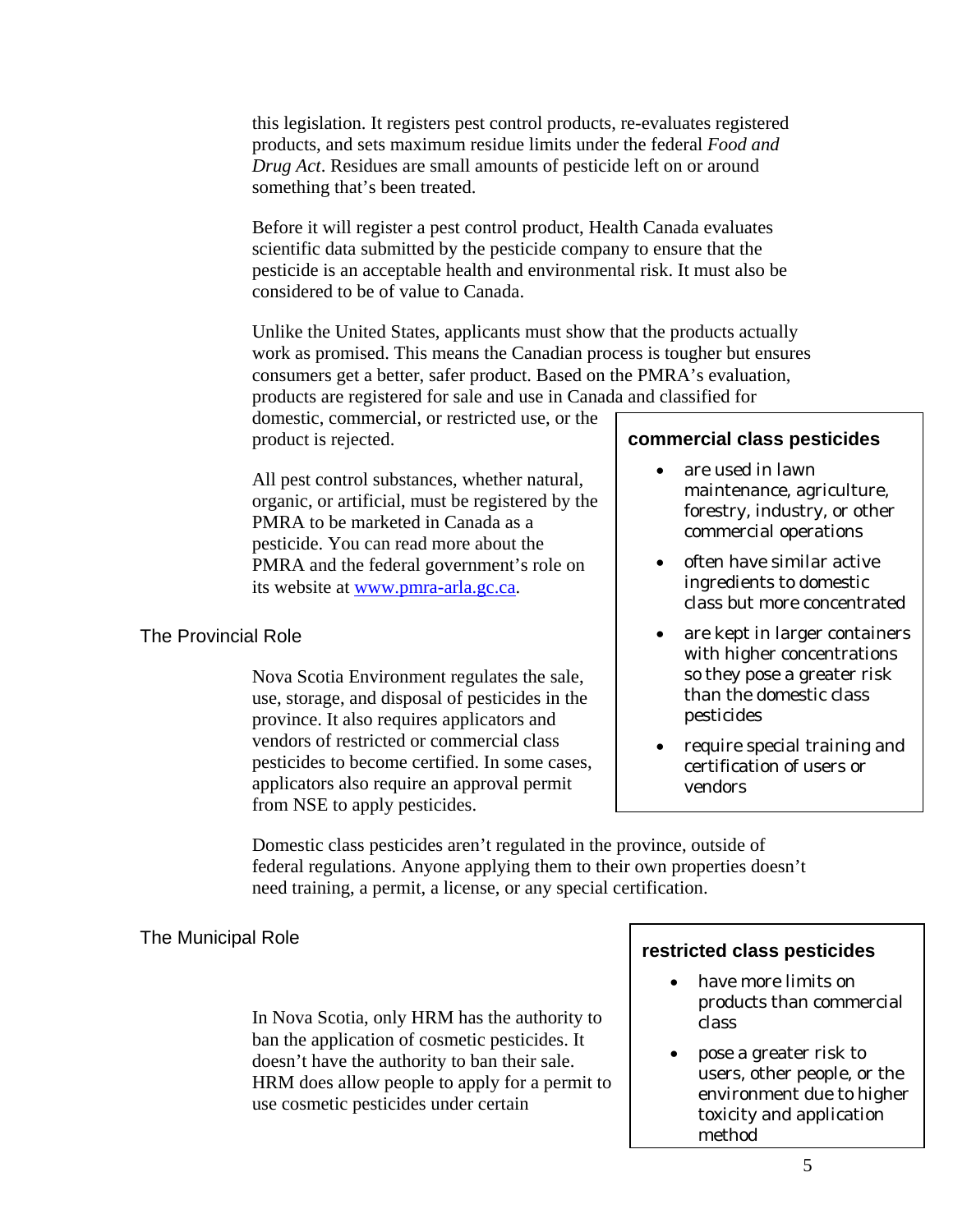this legislation. It registers pest control products, re-evaluates registered products, and sets maximum residue limits under the federal *Food and Drug Act*. Residues are small amounts of pesticide left on or around something that's been treated.

Before it will register a pest control product, Health Canada evaluates scientific data submitted by the pesticide company to ensure that the pesticide is an acceptable health and environmental risk. It must also be considered to be of value to Canada.

Unlike the United States, applicants must show that the products actually work as promised. This means the Canadian process is tougher but ensures consumers get a better, safer product. Based on the PMRA's evaluation, products are registered for sale and use in Canada and classified for domestic, commercial, or restricted use, or the product is rejected.

All pest control substances, whether natural, organic, or artificial, must be registered by the PMRA to be marketed in Canada as a pesticide. You can read more about the PMRA and the federal government's role on its website at [www.pmra-arla.gc.ca](http://www.pmra-arla.gc.ca).

**commercial class pesticides**

- are used in lawn maintenance, agriculture, forestry, industry, or other commercial operations
- often have similar active ingredients to domestic class but more concentrated
- are kept in larger containers with higher concentrations so they pose a greater risk than the domestic class pesticides
- require special training and certification of users or vendors

## The Provincial Role

Nova Scotia Environment regulates the sale, use, storage, and disposal of pesticides in the province. It also requires applicators and vendors of restricted or commercial class pesticides to become certified. In some cases, applicators also require an approval permit from NSE to apply pesticides.

Domestic class pesticides aren't regulated in the province, outside of federal regulations. Anyone applying them to their own properties doesn't need training, a permit, a license, or any special certification.

## The Municipal Role

In Nova Scotia, only HRM has the authority to ban the application of cosmetic pesticides. It doesn't have the authority to ban their sale. HRM does allow people to apply for a permit to use cosmetic pesticides under certain

**restricted class pesticides**

- have more limits on products than commercial class
- pose a greater risk to users, other people, or the environment due to higher toxicity and application method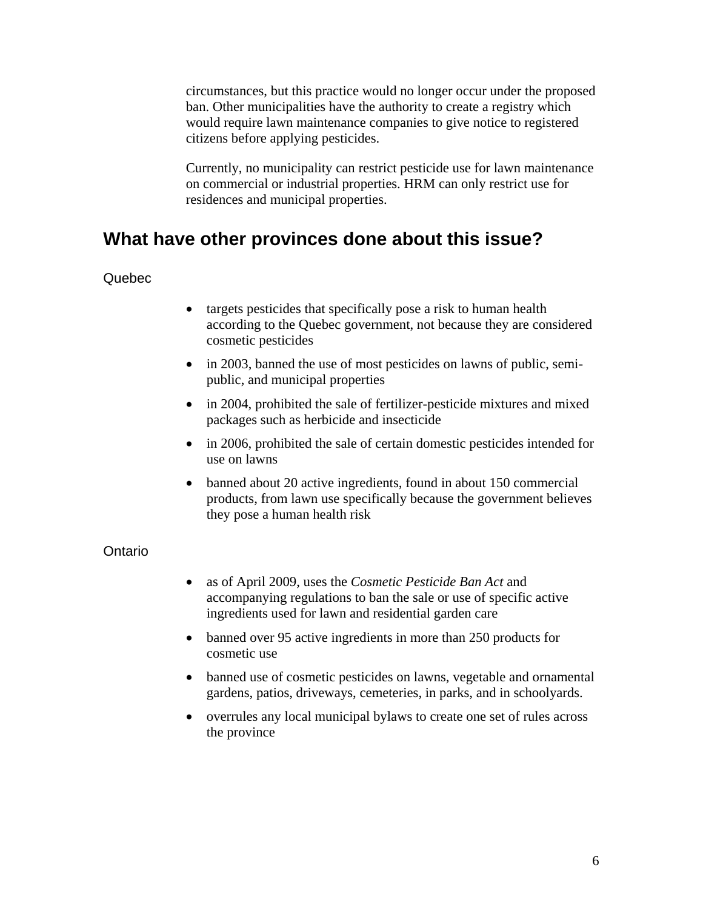circumstances, but this practice would no longer occur under the proposed ban. Other municipalities have the authority to create a registry which would require lawn maintenance companies to give notice to registered citizens before applying pesticides.

Currently, no municipality can restrict pesticide use for lawn maintenance on commercial or industrial properties. HRM can only restrict use for residences and municipal properties.

## What have other provinces done about this issue?

### Quebec

- targets pesticides that specifically pose a risk to human health according to the Quebec government, not because they are considered cosmetic pesticides
- in 2003, banned the use of most pesticides on lawns of public, semi-public, and municipal properties
- in 2004, prohibited the sale of fertilizer-pesticide mixtures and mixed packages such as herbicide and insecticide
- in 2006, prohibited the sale of certain domestic pesticides intended for use on lawns
- banned about 20 active ingredients, found in about 150 commercial products, from lawn use specifically because the government believes they pose a human health risk

### Ontario

- as of April 2009, uses the *Cosmetic Pesticide Ban Act* and accompanying regulations to ban the sale or use of specific active ingredients used for lawn and residential garden care
- banned over 95 active ingredients in more than 250 products for cosmetic use
- banned use of cosmetic pesticides on lawns, vegetable and ornamental gardens, patios, driveways, cemeteries, in parks, and in schoolyards.
- overrules any local municipal bylaws to create one set of rules across the province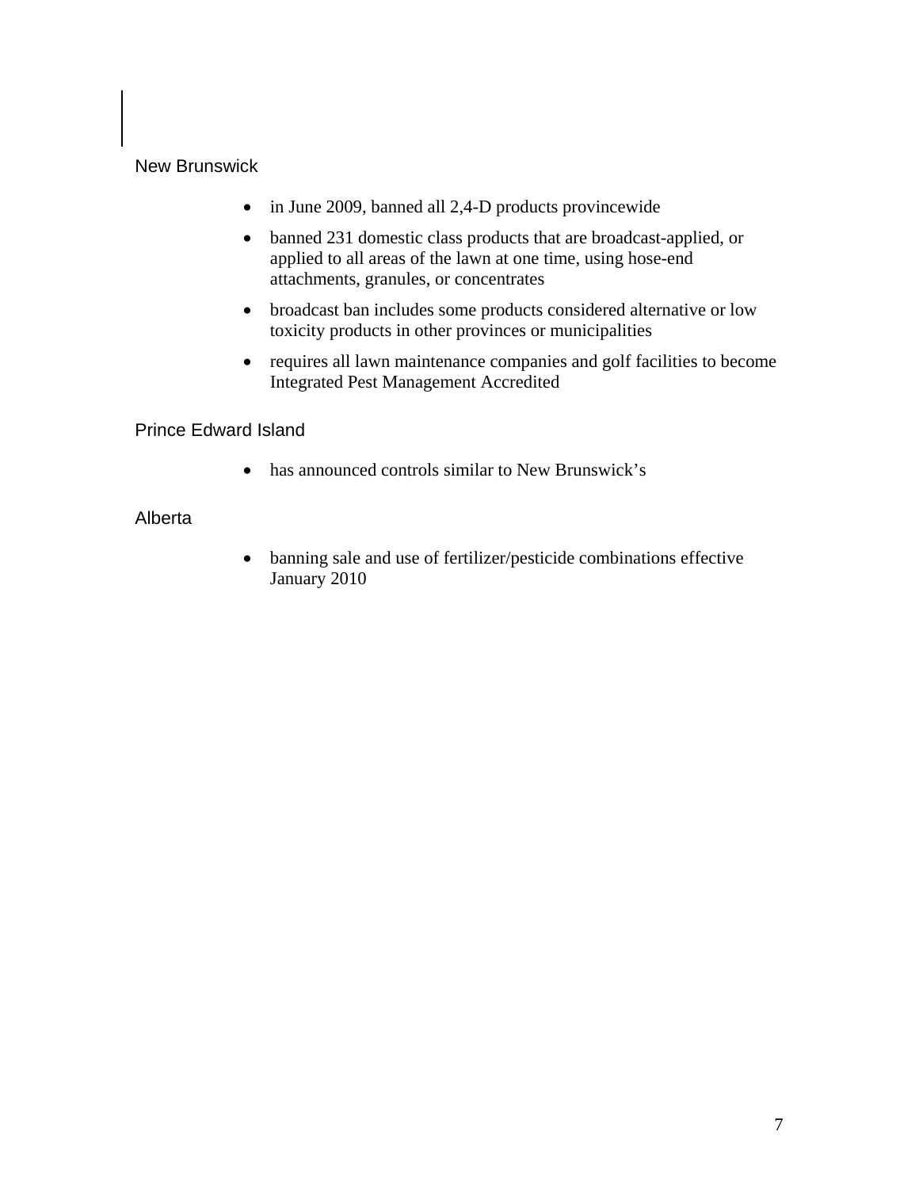### New Brunswick

- in June 2009, banned all 2,4-D products provincewide
- banned 231 domestic class products that are broadcast-applied, or applied to all areas of the lawn at one time, using hose-end attachments, granules, or concentrates
- broadcast ban includes some products considered alternative or low toxicity products in other provinces or municipalities
- requires all lawn maintenance companies and golf facilities to become Integrated Pest Management Accredited

### Prince Edward Island

- has announced controls similar to New Brunswick's

### Alberta

- banning sale and use of fertilizer/pesticide combinations effective January 2010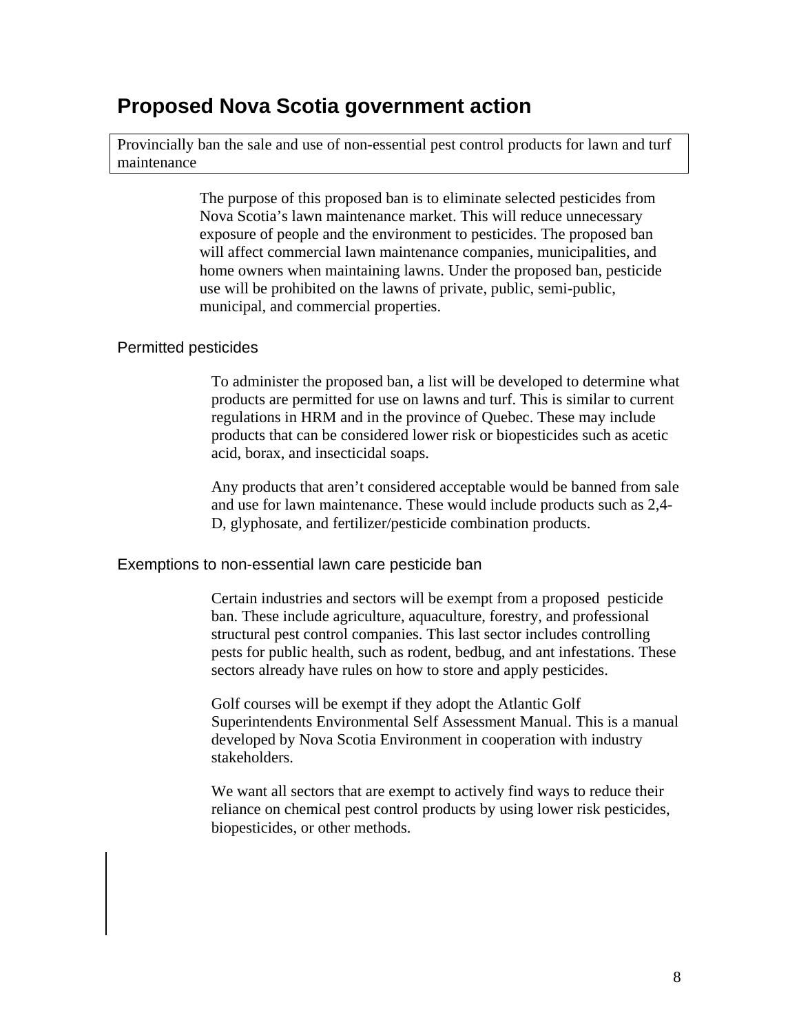## Proposed Nova Scotia government action

Provincially ban the sale and use of non-essential pest control products for lawn and turf maintenance

The purpose of this proposed ban is to eliminate selected pesticides from Nova Scotia's lawn maintenance market. This will reduce unnecessary exposure of people and the environment to pesticides. The proposed ban will affect commercial lawn maintenance companies, municipalities, and home owners when maintaining lawns. Under the proposed ban, pesticide use will be prohibited on the lawns of private, public, semi-public, municipal, and commercial properties.

### Permitted pesticides

To administer the proposed ban, a list will be developed to determine what products are permitted for use on lawns and turf. This is similar to current regulations in HRM and in the province of Quebec. These may include products that can be considered lower risk or biopesticides such as acetic acid, borax, and insecticidal soaps.

Any products that aren't considered acceptable would be banned from sale and use for lawn maintenance. These would include products such as 2,4-D, glyphosate, and fertilizer/pesticide combination products.

### Exemptions to non-essential lawn care pesticide ban

Certain industries and sectors will be exempt from a proposed pesticide ban. These include agriculture, aquaculture, forestry, and professional structural pest control companies. This last sector includes controlling pests for public health, such as rodent, bedbug, and ant infestations. These sectors already have rules on how to store and apply pesticides.

Golf courses will be exempt if they adopt the Atlantic Golf Superintendents Environmental Self Assessment Manual. This is a manual developed by Nova Scotia Environment in cooperation with industry stakeholders.

We want all sectors that are exempt to actively find ways to reduce their reliance on chemical pest control products by using lower risk pesticides, biopesticides, or other methods.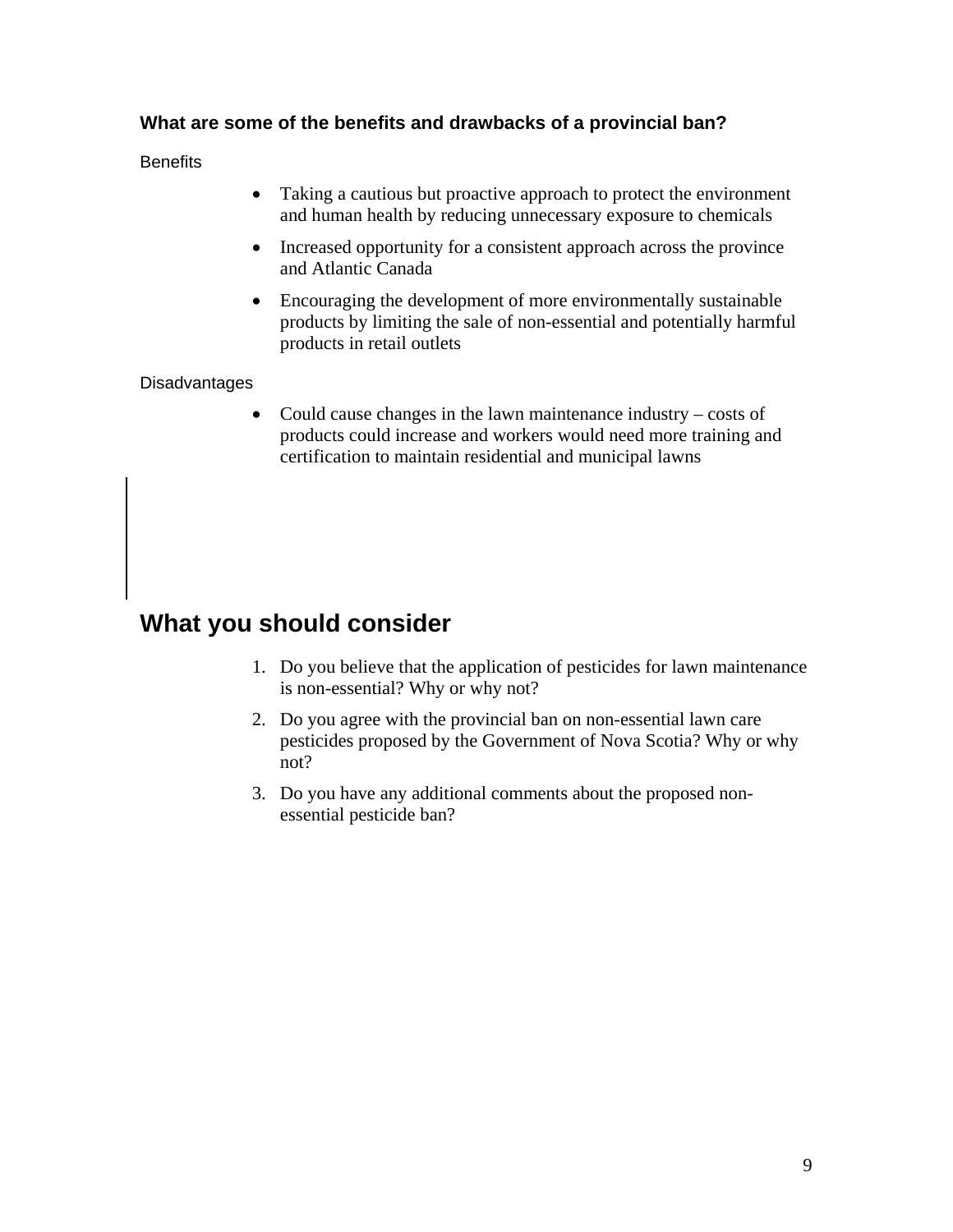### What are some of the benefits and drawbacks of a provincial ban?

Benefits

- Taking a cautious but proactive approach to protect the environment and human health by reducing unnecessary exposure to chemicals
- Increased opportunity for a consistent approach across the province and Atlantic Canada
- Encouraging the development of more environmentally sustainable products by limiting the sale of non-essential and potentially harmful products in retail outlets

Disadvantages

- Could cause changes in the lawn maintenance industry – costs of products could increase and workers would need more training and certification to maintain residential and municipal lawns

## What you should consider

1. Do you believe that the application of pesticides for lawn maintenance is non-essential? Why or why not?
2. Do you agree with the provincial ban on non-essential lawn care pesticides proposed by the Government of Nova Scotia? Why or why not?
3. Do you have any additional comments about the proposed non-essential pesticide ban?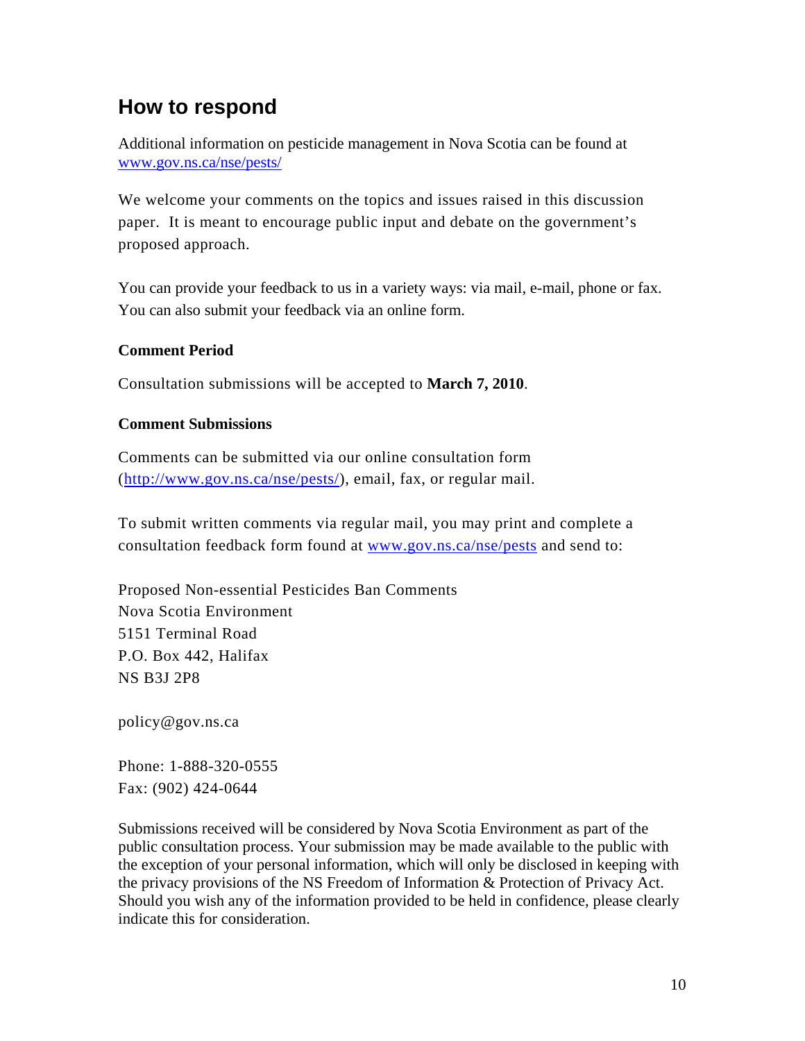## How to respond

Additional information on pesticide management in Nova Scotia can be found at www.gov.ns.ca/nse/pests/

We welcome your comments on the topics and issues raised in this discussion paper. It is meant to encourage public input and debate on the government's proposed approach.

You can provide your feedback to us in a variety ways: via mail, e-mail, phone or fax. You can also submit your feedback via an online form.

**Comment Period**

Consultation submissions will be accepted to **March 7, 2010**.

**Comment Submissions**

Comments can be submitted via our online consultation form (http://www.gov.ns.ca/nse/pests/), email, fax, or regular mail.

To submit written comments via regular mail, you may print and complete a consultation feedback form found at www.gov.ns.ca/nse/pests and send to:

Proposed Non-essential Pesticides Ban Comments
Nova Scotia Environment
5151 Terminal Road
P.O. Box 442, Halifax
NS B3J 2P8

policy@gov.ns.ca

Phone: 1-888-320-0555
Fax: (902) 424-0644

Submissions received will be considered by Nova Scotia Environment as part of the public consultation process. Your submission may be made available to the public with the exception of your personal information, which will only be disclosed in keeping with the privacy provisions of the NS Freedom of Information & Protection of Privacy Act. Should you wish any of the information provided to be held in confidence, please clearly indicate this for consideration.